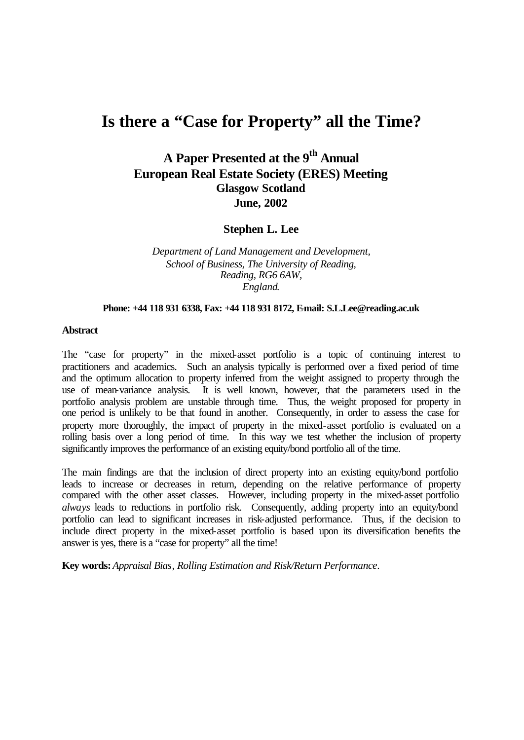# Is there a "Case for Property" all the Time?

## A Paper Presented at the 9th Annual European Real Estate Society (ERES) Meeting

**Glasgow Scotland**
**June, 2002**

**Stephen L. Lee**

*Department of Land Management and Development,*
*School of Business, The University of Reading,*
*Reading, RG6 6AW,*
*England.*

**Phone: +44 118 931 6338, Fax: +44 118 931 8172, E-mail: S.L.Lee@reading.ac.uk**

**Abstract**

The "case for property" in the mixed-asset portfolio is a topic of continuing interest to practitioners and academics. Such an analysis typically is performed over a fixed period of time and the optimum allocation to property inferred from the weight assigned to property through the use of mean-variance analysis. It is well known, however, that the parameters used in the portfolio analysis problem are unstable through time. Thus, the weight proposed for property in one period is unlikely to be that found in another. Consequently, in order to assess the case for property more thoroughly, the impact of property in the mixed-asset portfolio is evaluated on a rolling basis over a long period of time. In this way we test whether the inclusion of property significantly improves the performance of an existing equity/bond portfolio all of the time.

The main findings are that the inclusion of direct property into an existing equity/bond portfolio leads to increase or decreases in return, depending on the relative performance of property compared with the other asset classes. However, including property in the mixed-asset portfolio *always* leads to reductions in portfolio risk. Consequently, adding property into an equity/bond portfolio can lead to significant increases in risk-adjusted performance. Thus, if the decision to include direct property in the mixed-asset portfolio is based upon its diversification benefits the answer is yes, there is a "case for property" all the time!

**Key words:** *Appraisal Bias, Rolling Estimation and Risk/Return Performance.*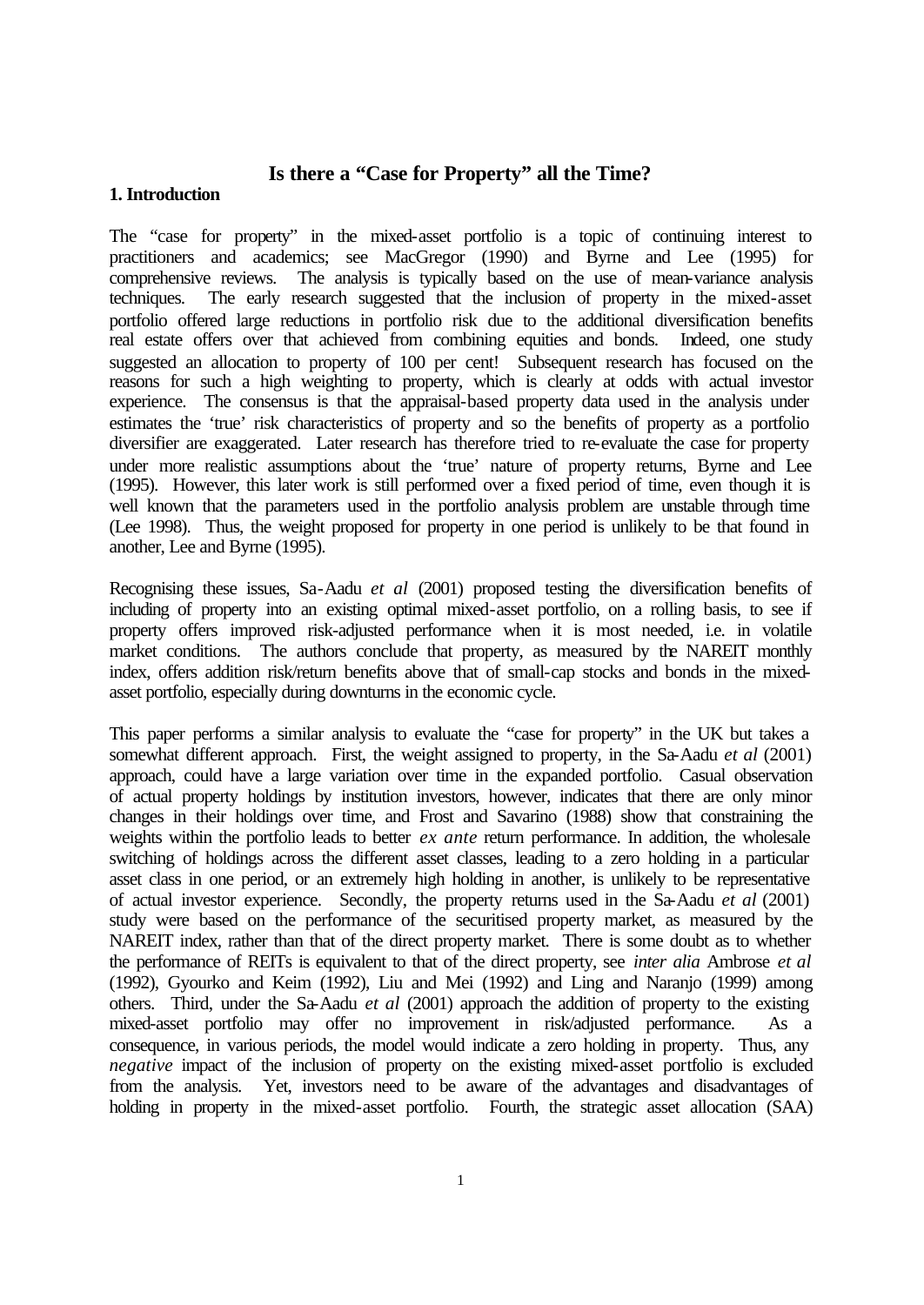# Is there a "Case for Property" all the Time?

## 1. Introduction

The "case for property" in the mixed-asset portfolio is a topic of continuing interest to practitioners and academics; see MacGregor (1990) and Byrne and Lee (1995) for comprehensive reviews. The analysis is typically based on the use of mean-variance analysis techniques. The early research suggested that the inclusion of property in the mixed-asset portfolio offered large reductions in portfolio risk due to the additional diversification benefits real estate offers over that achieved from combining equities and bonds. Indeed, one study suggested an allocation to property of 100 per cent! Subsequent research has focused on the reasons for such a high weighting to property, which is clearly at odds with actual investor experience. The consensus is that the appraisal-based property data used in the analysis under estimates the 'true' risk characteristics of property and so the benefits of property as a portfolio diversifier are exaggerated. Later research has therefore tried to re-evaluate the case for property under more realistic assumptions about the 'true' nature of property returns, Byrne and Lee (1995). However, this later work is still performed over a fixed period of time, even though it is well known that the parameters used in the portfolio analysis problem are unstable through time (Lee 1998). Thus, the weight proposed for property in one period is unlikely to be that found in another, Lee and Byrne (1995).

Recognising these issues, Sa-Aadu *et al* (2001) proposed testing the diversification benefits of including of property into an existing optimal mixed-asset portfolio, on a rolling basis, to see if property offers improved risk-adjusted performance when it is most needed, i.e. in volatile market conditions. The authors conclude that property, as measured by the NAREIT monthly index, offers addition risk/return benefits above that of small-cap stocks and bonds in the mixed-asset portfolio, especially during downturns in the economic cycle.

This paper performs a similar analysis to evaluate the "case for property" in the UK but takes a somewhat different approach. First, the weight assigned to property, in the Sa-Aadu *et al* (2001) approach, could have a large variation over time in the expanded portfolio. Casual observation of actual property holdings by institution investors, however, indicates that there are only minor changes in their holdings over time, and Frost and Savarino (1988) show that constraining the weights within the portfolio leads to better *ex ante* return performance. In addition, the wholesale switching of holdings across the different asset classes, leading to a zero holding in a particular asset class in one period, or an extremely high holding in another, is unlikely to be representative of actual investor experience. Secondly, the property returns used in the Sa-Aadu *et al* (2001) study were based on the performance of the securitised property market, as measured by the NAREIT index, rather than that of the direct property market. There is some doubt as to whether the performance of REITs is equivalent to that of the direct property, see *inter alia* Ambrose *et al* (1992), Gyourko and Keim (1992), Liu and Mei (1992) and Ling and Naranjo (1999) among others. Third, under the Sa-Aadu *et al* (2001) approach the addition of property to the existing mixed-asset portfolio may offer no improvement in risk/adjusted performance. As a consequence, in various periods, the model would indicate a zero holding in property. Thus, any *negative* impact of the inclusion of property on the existing mixed-asset portfolio is excluded from the analysis. Yet, investors need to be aware of the advantages and disadvantages of holding in property in the mixed-asset portfolio. Fourth, the strategic asset allocation (SAA)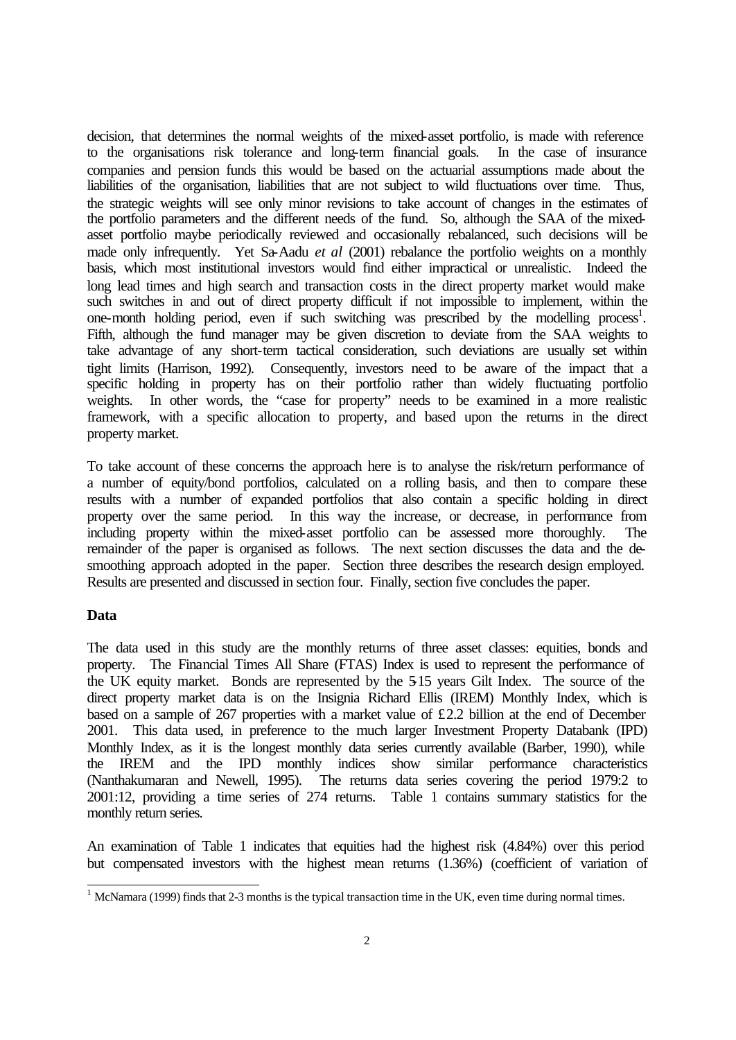decision, that determines the normal weights of the mixed-asset portfolio, is made with reference to the organisations risk tolerance and long-term financial goals. In the case of insurance companies and pension funds this would be based on the actuarial assumptions made about the liabilities of the organisation, liabilities that are not subject to wild fluctuations over time. Thus, the strategic weights will see only minor revisions to take account of changes in the estimates of the portfolio parameters and the different needs of the fund. So, although the SAA of the mixed-asset portfolio maybe periodically reviewed and occasionally rebalanced, such decisions will be made only infrequently. Yet Sa-Aadu *et al* (2001) rebalance the portfolio weights on a monthly basis, which most institutional investors would find either impractical or unrealistic. Indeed the long lead times and high search and transaction costs in the direct property market would make such switches in and out of direct property difficult if not impossible to implement, within the one-month holding period, even if such switching was prescribed by the modelling process[1]. Fifth, although the fund manager may be given discretion to deviate from the SAA weights to take advantage of any short-term tactical consideration, such deviations are usually set within tight limits (Harrison, 1992). Consequently, investors need to be aware of the impact that a specific holding in property has on their portfolio rather than widely fluctuating portfolio weights. In other words, the "case for property" needs to be examined in a more realistic framework, with a specific allocation to property, and based upon the returns in the direct property market.

To take account of these concerns the approach here is to analyse the risk/return performance of a number of equity/bond portfolios, calculated on a rolling basis, and then to compare these results with a number of expanded portfolios that also contain a specific holding in direct property over the same period. In this way the increase, or decrease, in performance from including property within the mixed-asset portfolio can be assessed more thoroughly. The remainder of the paper is organised as follows. The next section discusses the data and the de-smoothing approach adopted in the paper. Section three describes the research design employed. Results are presented and discussed in section four. Finally, section five concludes the paper.

## Data

The data used in this study are the monthly returns of three asset classes: equities, bonds and property. The Financial Times All Share (FTAS) Index is used to represent the performance of the UK equity market. Bonds are represented by the 5-15 years Gilt Index. The source of the direct property market data is on the Insignia Richard Ellis (IREM) Monthly Index, which is based on a sample of 267 properties with a market value of £2.2 billion at the end of December 2001. This data used, in preference to the much larger Investment Property Databank (IPD) Monthly Index, as it is the longest monthly data series currently available (Barber, 1990), while the IREM and the IPD monthly indices show similar performance characteristics (Nanthakumaran and Newell, 1995). The returns data series covering the period 1979:2 to 2001:12, providing a time series of 274 returns. Table 1 contains summary statistics for the monthly return series.

An examination of Table 1 indicates that equities had the highest risk (4.84%) over this period but compensated investors with the highest mean returns (1.36%) (coefficient of variation of

---

[1] McNamara (1999) finds that 2-3 months is the typical transaction time in the UK, even time during normal times.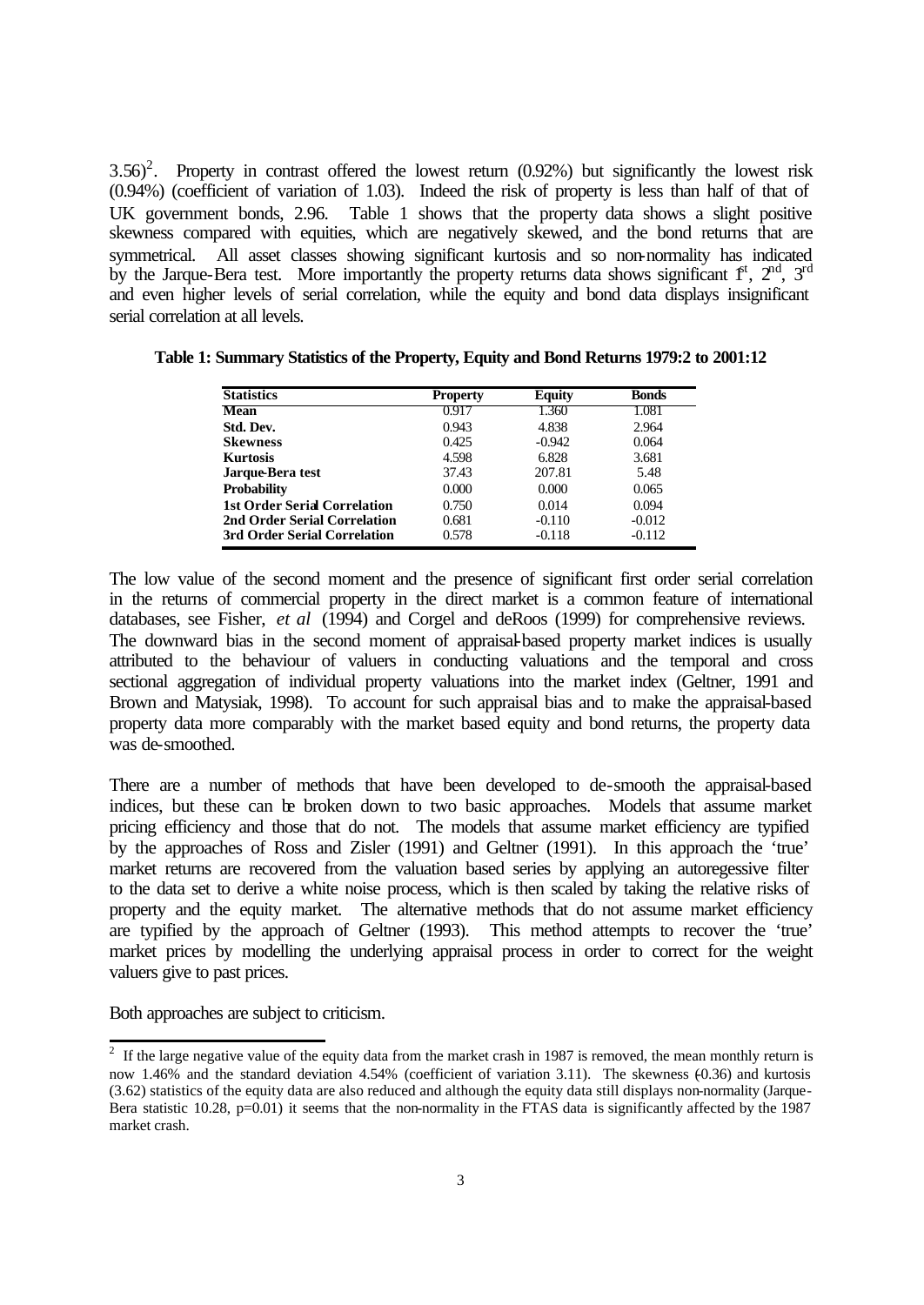3.56)[2]. Property in contrast offered the lowest return (0.92%) but significantly the lowest risk (0.94%) (coefficient of variation of 1.03). Indeed the risk of property is less than half of that of UK government bonds, 2.96. Table 1 shows that the property data shows a slight positive skewness compared with equities, which are negatively skewed, and the bond returns that are symmetrical. All asset classes showing significant kurtosis and so non-normality has indicated by the Jarque-Bera test. More importantly the property returns data shows significant 1st, 2nd, 3rd and even higher levels of serial correlation, while the equity and bond data displays insignificant serial correlation at all levels.

**Table 1: Summary Statistics of the Property, Equity and Bond Returns 1979:2 to 2001:12**

| Statistics | Property | Equity | Bonds |
|---|---|---|---|
| **Mean** | 0.917 | 1.360 | 1.081 |
| **Std. Dev.** | 0.943 | 4.838 | 2.964 |
| **Skewness** | 0.425 | -0.942 | 0.064 |
| **Kurtosis** | 4.598 | 6.828 | 3.681 |
| **Jarque-Bera test** | 37.43 | 207.81 | 5.48 |
| **Probability** | 0.000 | 0.000 | 0.065 |
| **1st Order Serial Correlation** | 0.750 | 0.014 | 0.094 |
| **2nd Order Serial Correlation** | 0.681 | -0.110 | -0.012 |
| **3rd Order Serial Correlation** | 0.578 | -0.118 | -0.112 |

The low value of the second moment and the presence of significant first order serial correlation in the returns of commercial property in the direct market is a common feature of international databases, see Fisher, *et al* (1994) and Corgel and deRoos (1999) for comprehensive reviews. The downward bias in the second moment of appraisal-based property market indices is usually attributed to the behaviour of valuers in conducting valuations and the temporal and cross sectional aggregation of individual property valuations into the market index (Geltner, 1991 and Brown and Matysiak, 1998). To account for such appraisal bias and to make the appraisal-based property data more comparably with the market based equity and bond returns, the property data was de-smoothed.

There are a number of methods that have been developed to de-smooth the appraisal-based indices, but these can be broken down to two basic approaches. Models that assume market pricing efficiency and those that do not. The models that assume market efficiency are typified by the approaches of Ross and Zisler (1991) and Geltner (1991). In this approach the 'true' market returns are recovered from the valuation based series by applying an autoregessive filter to the data set to derive a white noise process, which is then scaled by taking the relative risks of property and the equity market. The alternative methods that do not assume market efficiency are typified by the approach of Geltner (1993). This method attempts to recover the 'true' market prices by modelling the underlying appraisal process in order to correct for the weight valuers give to past prices.

Both approaches are subject to criticism.

[2] If the large negative value of the equity data from the market crash in 1987 is removed, the mean monthly return is now 1.46% and the standard deviation 4.54% (coefficient of variation 3.11). The skewness (-0.36) and kurtosis (3.62) statistics of the equity data are also reduced and although the equity data still displays non-normality (Jarque-Bera statistic 10.28, p=0.01) it seems that the non-normality in the FTAS data is significantly affected by the 1987 market crash.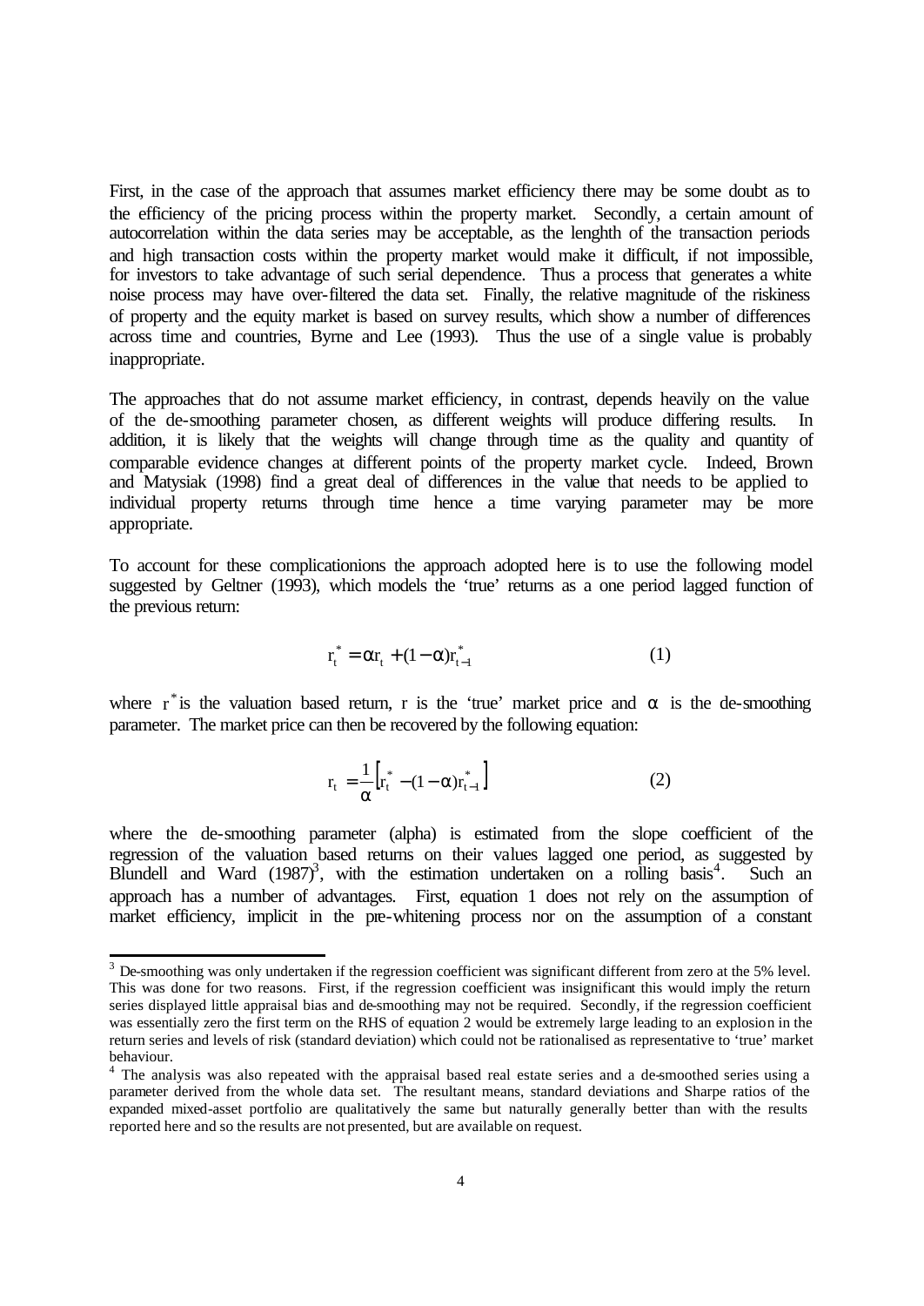First, in the case of the approach that assumes market efficiency there may be some doubt as to the efficiency of the pricing process within the property market. Secondly, a certain amount of autocorrelation within the data series may be acceptable, as the lenghth of the transaction periods and high transaction costs within the property market would make it difficult, if not impossible, for investors to take advantage of such serial dependence. Thus a process that generates a white noise process may have over-filtered the data set. Finally, the relative magnitude of the riskiness of property and the equity market is based on survey results, which show a number of differences across time and countries, Byrne and Lee (1993). Thus the use of a single value is probably inappropriate.

The approaches that do not assume market efficiency, in contrast, depends heavily on the value of the de-smoothing parameter chosen, as different weights will produce differing results. In addition, it is likely that the weights will change through time as the quality and quantity of comparable evidence changes at different points of the property market cycle. Indeed, Brown and Matysiak (1998) find a great deal of differences in the value that needs to be applied to individual property returns through time hence a time varying parameter may be more appropriate.

To account for these complicationions the approach adopted here is to use the following model suggested by Geltner (1993), which models the 'true' returns as a one period lagged function of the previous return:

$$r_t^* = \alpha r_t + (1-\alpha) r_{t-1}^* \qquad (1)$$

where $r^*$ is the valuation based return, r is the 'true' market price and $\alpha$ is the de-smoothing parameter. The market price can then be recovered by the following equation:

$$r_t = \frac{1}{\alpha}\left[r_t^* - (1-\alpha) r_{t-1}^*\right] \qquad (2)$$

where the de-smoothing parameter (alpha) is estimated from the slope coefficient of the regression of the valuation based returns on their values lagged one period, as suggested by Blundell and Ward (1987)[3], with the estimation undertaken on a rolling basis[4]. Such an approach has a number of advantages. First, equation 1 does not rely on the assumption of market efficiency, implicit in the pre-whitening process nor on the assumption of a constant

---

[3] De-smoothing was only undertaken if the regression coefficient was significant different from zero at the 5% level. This was done for two reasons. First, if the regression coefficient was insignificant this would imply the return series displayed little appraisal bias and de-smoothing may not be required. Secondly, if the regression coefficient was essentially zero the first term on the RHS of equation 2 would be extremely large leading to an explosion in the return series and levels of risk (standard deviation) which could not be rationalised as representative to 'true' market behaviour.

[4] The analysis was also repeated with the appraisal based real estate series and a de-smoothed series using a parameter derived from the whole data set. The resultant means, standard deviations and Sharpe ratios of the expanded mixed-asset portfolio are qualitatively the same but naturally generally better than with the results reported here and so the results are not presented, but are available on request.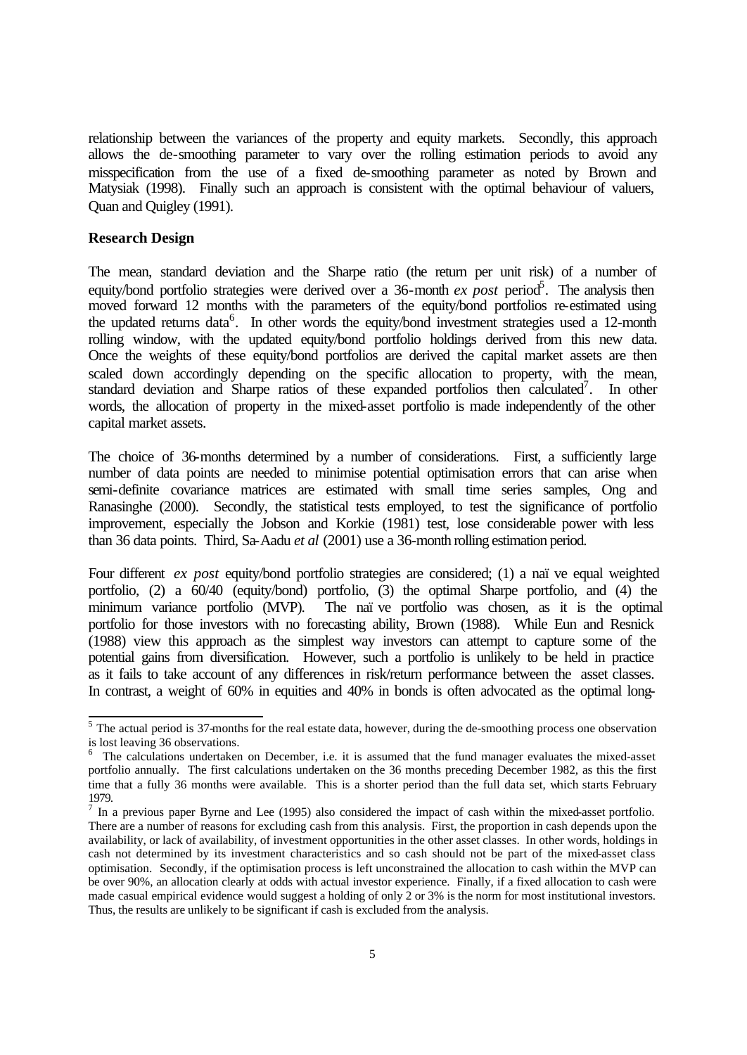relationship between the variances of the property and equity markets. Secondly, this approach allows the de-smoothing parameter to vary over the rolling estimation periods to avoid any misspecification from the use of a fixed de-smoothing parameter as noted by Brown and Matysiak (1998). Finally such an approach is consistent with the optimal behaviour of valuers, Quan and Quigley (1991).

**Research Design**

The mean, standard deviation and the Sharpe ratio (the return per unit risk) of a number of equity/bond portfolio strategies were derived over a 36-month *ex post* period[5]. The analysis then moved forward 12 months with the parameters of the equity/bond portfolios re-estimated using the updated returns data[6]. In other words the equity/bond investment strategies used a 12-month rolling window, with the updated equity/bond portfolio holdings derived from this new data. Once the weights of these equity/bond portfolios are derived the capital market assets are then scaled down accordingly depending on the specific allocation to property, with the mean, standard deviation and Sharpe ratios of these expanded portfolios then calculated[7]. In other words, the allocation of property in the mixed-asset portfolio is made independently of the other capital market assets.

The choice of 36-months determined by a number of considerations. First, a sufficiently large number of data points are needed to minimise potential optimisation errors that can arise when semi-definite covariance matrices are estimated with small time series samples, Ong and Ranasinghe (2000). Secondly, the statistical tests employed, to test the significance of portfolio improvement, especially the Jobson and Korkie (1981) test, lose considerable power with less than 36 data points. Third, Sa-Aadu *et al* (2001) use a 36-month rolling estimation period.

Four different *ex post* equity/bond portfolio strategies are considered; (1) a naïve equal weighted portfolio, (2) a 60/40 (equity/bond) portfolio, (3) the optimal Sharpe portfolio, and (4) the minimum variance portfolio (MVP). The naïve portfolio was chosen, as it is the optimal portfolio for those investors with no forecasting ability, Brown (1988). While Eun and Resnick (1988) view this approach as the simplest way investors can attempt to capture some of the potential gains from diversification. However, such a portfolio is unlikely to be held in practice as it fails to take account of any differences in risk/return performance between the asset classes. In contrast, a weight of 60% in equities and 40% in bonds is often advocated as the optimal long-

---

[5] The actual period is 37-months for the real estate data, however, during the de-smoothing process one observation is lost leaving 36 observations.

[6] The calculations undertaken on December, i.e. it is assumed that the fund manager evaluates the mixed-asset portfolio annually. The first calculations undertaken on the 36 months preceding December 1982, as this the first time that a fully 36 months were available. This is a shorter period than the full data set, which starts February 1979.

[7] In a previous paper Byrne and Lee (1995) also considered the impact of cash within the mixed-asset portfolio. There are a number of reasons for excluding cash from this analysis. First, the proportion in cash depends upon the availability, or lack of availability, of investment opportunities in the other asset classes. In other words, holdings in cash not determined by its investment characteristics and so cash should not be part of the mixed-asset class optimisation. Secondly, if the optimisation process is left unconstrained the allocation to cash within the MVP can be over 90%, an allocation clearly at odds with actual investor experience. Finally, if a fixed allocation to cash were made casual empirical evidence would suggest a holding of only 2 or 3% is the norm for most institutional investors. Thus, the results are unlikely to be significant if cash is excluded from the analysis.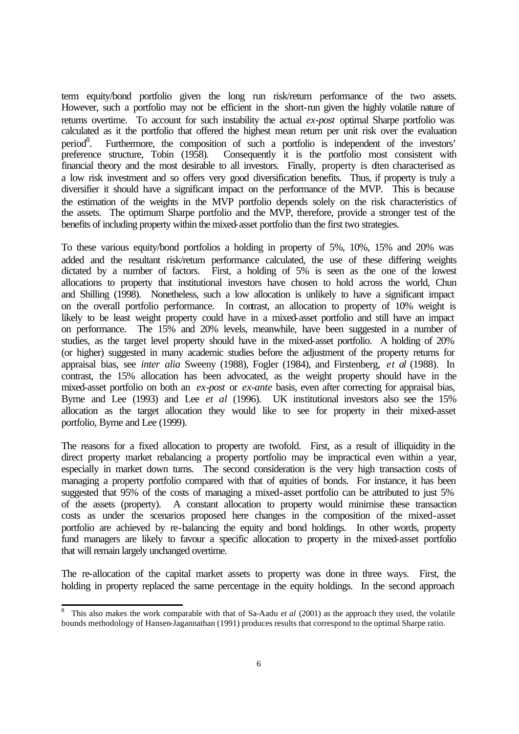term equity/bond portfolio given the long run risk/return performance of the two assets. However, such a portfolio may not be efficient in the short-run given the highly volatile nature of returns overtime. To account for such instability the actual *ex-post* optimal Sharpe portfolio was calculated as it the portfolio that offered the highest mean return per unit risk over the evaluation period[8]. Furthermore, the composition of such a portfolio is independent of the investors' preference structure, Tobin (1958). Consequently it is the portfolio most consistent with financial theory and the most desirable to all investors. Finally, property is often characterised as a low risk investment and so offers very good diversification benefits. Thus, if property is truly a diversifier it should have a significant impact on the performance of the MVP. This is because the estimation of the weights in the MVP portfolio depends solely on the risk characteristics of the assets. The optimum Sharpe portfolio and the MVP, therefore, provide a stronger test of the benefits of including property within the mixed-asset portfolio than the first two strategies.

To these various equity/bond portfolios a holding in property of 5%, 10%, 15% and 20% was added and the resultant risk/return performance calculated, the use of these differing weights dictated by a number of factors. First, a holding of 5% is seen as the one of the lowest allocations to property that institutional investors have chosen to hold across the world, Chun and Shilling (1998). Nonetheless, such a low allocation is unlikely to have a significant impact on the overall portfolio performance. In contrast, an allocation to property of 10% weight is likely to be least weight property could have in a mixed-asset portfolio and still have an impact on performance. The 15% and 20% levels, meanwhile, have been suggested in a number of studies, as the target level property should have in the mixed-asset portfolio. A holding of 20% (or higher) suggested in many academic studies before the adjustment of the property returns for appraisal bias, see *inter alia* Sweeny (1988), Fogler (1984), and Firstenberg, *et al* (1988). In contrast, the 15% allocation has been advocated, as the weight property should have in the mixed-asset portfolio on both an *ex-post* or *ex-ante* basis, even after correcting for appraisal bias, Byrne and Lee (1993) and Lee *et al* (1996). UK institutional investors also see the 15% allocation as the target allocation they would like to see for property in their mixed-asset portfolio, Byrne and Lee (1999).

The reasons for a fixed allocation to property are twofold. First, as a result of illiquidity in the direct property market rebalancing a property portfolio may be impractical even within a year, especially in market down turns. The second consideration is the very high transaction costs of managing a property portfolio compared with that of equities of bonds. For instance, it has been suggested that 95% of the costs of managing a mixed-asset portfolio can be attributed to just 5% of the assets (property). A constant allocation to property would minimise these transaction costs as under the scenarios proposed here changes in the composition of the mixed-asset portfolio are achieved by re-balancing the equity and bond holdings. In other words, property fund managers are likely to favour a specific allocation to property in the mixed-asset portfolio that will remain largely unchanged overtime.

The re-allocation of the capital market assets to property was done in three ways. First, the holding in property replaced the same percentage in the equity holdings. In the second approach

[8] This also makes the work comparable with that of Sa-Aadu *et al* (2001) as the approach they used, the volatile bounds methodology of Hansen-Jagannathan (1991) produces results that correspond to the optimal Sharpe ratio.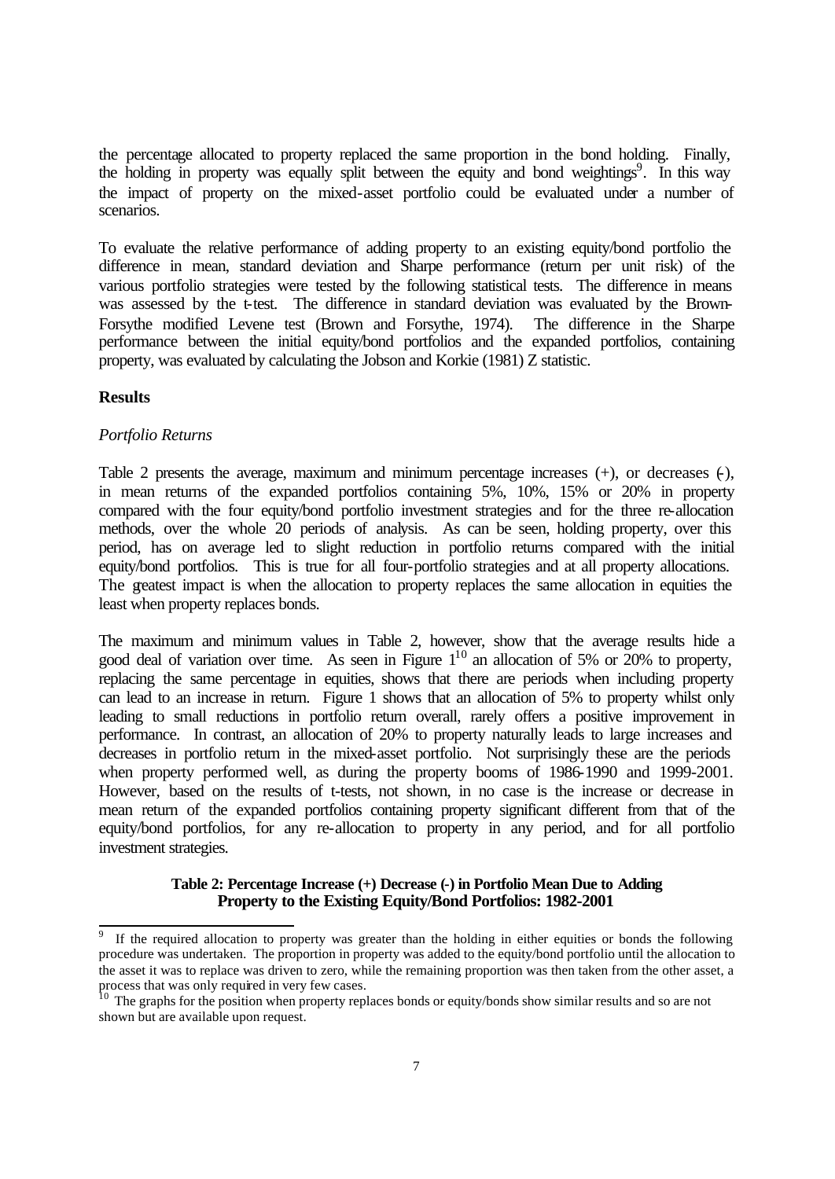the percentage allocated to property replaced the same proportion in the bond holding. Finally, the holding in property was equally split between the equity and bond weightings[9]. In this way the impact of property on the mixed-asset portfolio could be evaluated under a number of scenarios.

To evaluate the relative performance of adding property to an existing equity/bond portfolio the difference in mean, standard deviation and Sharpe performance (return per unit risk) of the various portfolio strategies were tested by the following statistical tests. The difference in means was assessed by the t-test. The difference in standard deviation was evaluated by the Brown-Forsythe modified Levene test (Brown and Forsythe, 1974). The difference in the Sharpe performance between the initial equity/bond portfolios and the expanded portfolios, containing property, was evaluated by calculating the Jobson and Korkie (1981) Z statistic.

## Results

### *Portfolio Returns*

Table 2 presents the average, maximum and minimum percentage increases (+), or decreases (-), in mean returns of the expanded portfolios containing 5%, 10%, 15% or 20% in property compared with the four equity/bond portfolio investment strategies and for the three re-allocation methods, over the whole 20 periods of analysis. As can be seen, holding property, over this period, has on average led to slight reduction in portfolio returns compared with the initial equity/bond portfolios. This is true for all four-portfolio strategies and at all property allocations. The greatest impact is when the allocation to property replaces the same allocation in equities the least when property replaces bonds.

The maximum and minimum values in Table 2, however, show that the average results hide a good deal of variation over time. As seen in Figure 1[10] an allocation of 5% or 20% to property, replacing the same percentage in equities, shows that there are periods when including property can lead to an increase in return. Figure 1 shows that an allocation of 5% to property whilst only leading to small reductions in portfolio return overall, rarely offers a positive improvement in performance. In contrast, an allocation of 20% to property naturally leads to large increases and decreases in portfolio return in the mixed-asset portfolio. Not surprisingly these are the periods when property performed well, as during the property booms of 1986-1990 and 1999-2001. However, based on the results of t-tests, not shown, in no case is the increase or decrease in mean return of the expanded portfolios containing property significant different from that of the equity/bond portfolios, for any re-allocation to property in any period, and for all portfolio investment strategies.

**Table 2: Percentage Increase (+) Decrease (-) in Portfolio Mean Due to Adding Property to the Existing Equity/Bond Portfolios: 1982-2001**

---

[9] If the required allocation to property was greater than the holding in either equities or bonds the following procedure was undertaken. The proportion in property was added to the equity/bond portfolio until the allocation to the asset it was to replace was driven to zero, while the remaining proportion was then taken from the other asset, a process that was only required in very few cases.

[10] The graphs for the position when property replaces bonds or equity/bonds show similar results and so are not shown but are available upon request.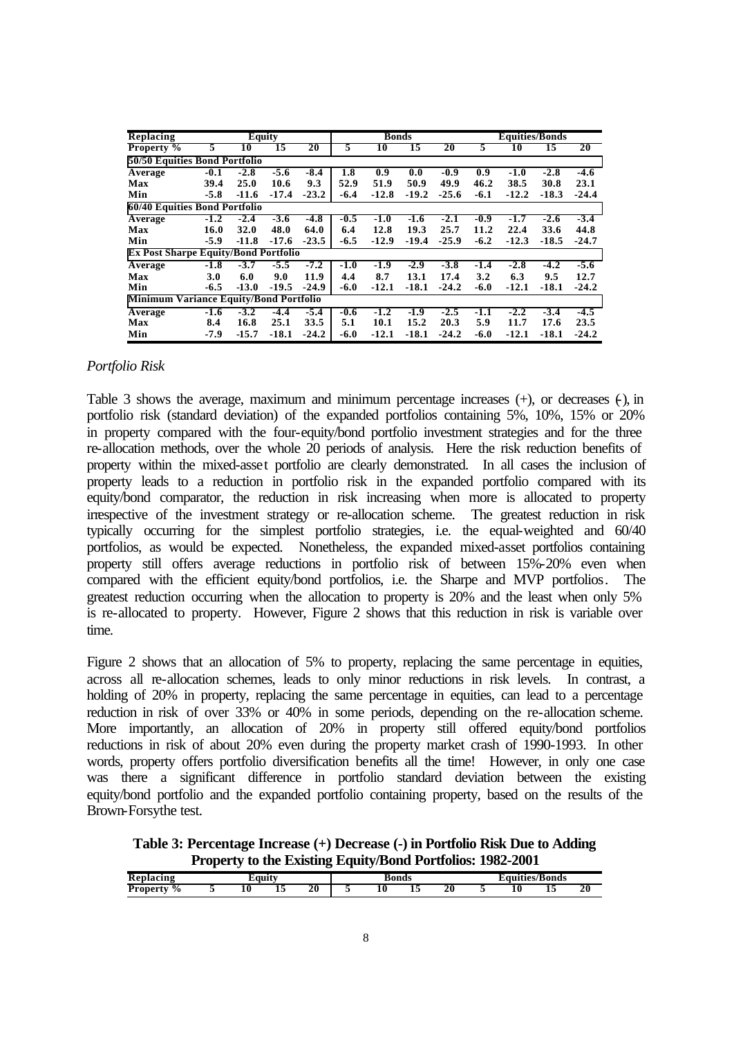| Replacing | Equity | | | | Bonds | | | | Equities/Bonds | | | |
|---|---|---|---|---|---|---|---|---|---|---|---|---|
| **Property %** | **5** | **10** | **15** | **20** | **5** | **10** | **15** | **20** | **5** | **10** | **15** | **20** |
| **50/50 Equities Bond Portfolio** | | | | | | | | | | | | |
| **Average** | -0.1 | -2.8 | -5.6 | -8.4 | 1.8 | 0.9 | 0.0 | -0.9 | 0.9 | -1.0 | -2.8 | -4.6 |
| **Max** | 39.4 | 25.0 | 10.6 | 9.3 | 52.9 | 51.9 | 50.9 | 49.9 | 46.2 | 38.5 | 30.8 | 23.1 |
| **Min** | -5.8 | -11.6 | -17.4 | -23.2 | -6.4 | -12.8 | -19.2 | -25.6 | -6.1 | -12.2 | -18.3 | -24.4 |
| **60/40 Equities Bond Portfolio** | | | | | | | | | | | | |
| **Average** | -1.2 | -2.4 | -3.6 | -4.8 | -0.5 | -1.0 | -1.6 | -2.1 | -0.9 | -1.7 | -2.6 | -3.4 |
| **Max** | 16.0 | 32.0 | 48.0 | 64.0 | 6.4 | 12.8 | 19.3 | 25.7 | 11.2 | 22.4 | 33.6 | 44.8 |
| **Min** | -5.9 | -11.8 | -17.6 | -23.5 | -6.5 | -12.9 | -19.4 | -25.9 | -6.2 | -12.3 | -18.5 | -24.7 |
| **Ex Post Sharpe Equity/Bond Portfolio** | | | | | | | | | | | | |
| **Average** | -1.8 | -3.7 | -5.5 | -7.2 | -1.0 | -1.9 | -2.9 | -3.8 | -1.4 | -2.8 | -4.2 | -5.6 |
| **Max** | 3.0 | 6.0 | 9.0 | 11.9 | 4.4 | 8.7 | 13.1 | 17.4 | 3.2 | 6.3 | 9.5 | 12.7 |
| **Min** | -6.5 | -13.0 | -19.5 | -24.9 | -6.0 | -12.1 | -18.1 | -24.2 | -6.0 | -12.1 | -18.1 | -24.2 |
| **Minimum Variance Equity/Bond Portfolio** | | | | | | | | | | | | |
| **Average** | -1.6 | -3.2 | -4.4 | -5.4 | -0.6 | -1.2 | -1.9 | -2.5 | -1.1 | -2.2 | -3.4 | -4.5 |
| **Max** | 8.4 | 16.8 | 25.1 | 33.5 | 5.1 | 10.1 | 15.2 | 20.3 | 5.9 | 11.7 | 17.6 | 23.5 |
| **Min** | -7.9 | -15.7 | -18.1 | -24.2 | -6.0 | -12.1 | -18.1 | -24.2 | -6.0 | -12.1 | -18.1 | -24.2 |

*Portfolio Risk*

Table 3 shows the average, maximum and minimum percentage increases (+), or decreases (-), in portfolio risk (standard deviation) of the expanded portfolios containing 5%, 10%, 15% or 20% in property compared with the four-equity/bond portfolio investment strategies and for the three re-allocation methods, over the whole 20 periods of analysis. Here the risk reduction benefits of property within the mixed-asset portfolio are clearly demonstrated. In all cases the inclusion of property leads to a reduction in portfolio risk in the expanded portfolio compared with its equity/bond comparator, the reduction in risk increasing when more is allocated to property irrespective of the investment strategy or re-allocation scheme. The greatest reduction in risk typically occurring for the simplest portfolio strategies, i.e. the equal-weighted and 60/40 portfolios, as would be expected. Nonetheless, the expanded mixed-asset portfolios containing property still offers average reductions in portfolio risk of between 15%-20% even when compared with the efficient equity/bond portfolios, i.e. the Sharpe and MVP portfolios. The greatest reduction occurring when the allocation to property is 20% and the least when only 5% is re-allocated to property. However, Figure 2 shows that this reduction in risk is variable over time.

Figure 2 shows that an allocation of 5% to property, replacing the same percentage in equities, across all re-allocation schemes, leads to only minor reductions in risk levels. In contrast, a holding of 20% in property, replacing the same percentage in equities, can lead to a percentage reduction in risk of over 33% or 40% in some periods, depending on the re-allocation scheme. More importantly, an allocation of 20% in property still offered equity/bond portfolios reductions in risk of about 20% even during the property market crash of 1990-1993. In other words, property offers portfolio diversification benefits all the time! However, in only one case was there a significant difference in portfolio standard deviation between the existing equity/bond portfolio and the expanded portfolio containing property, based on the results of the Brown-Forsythe test.

**Table 3: Percentage Increase (+) Decrease (-) in Portfolio Risk Due to Adding Property to the Existing Equity/Bond Portfolios: 1982-2001**

| Replacing | Equity | | | | Bonds | | | | Equities/Bonds | | | |
|---|---|---|---|---|---|---|---|---|---|---|---|---|
| **Property %** | **5** | **10** | **15** | **20** | **5** | **10** | **15** | **20** | **5** | **10** | **15** | **20** |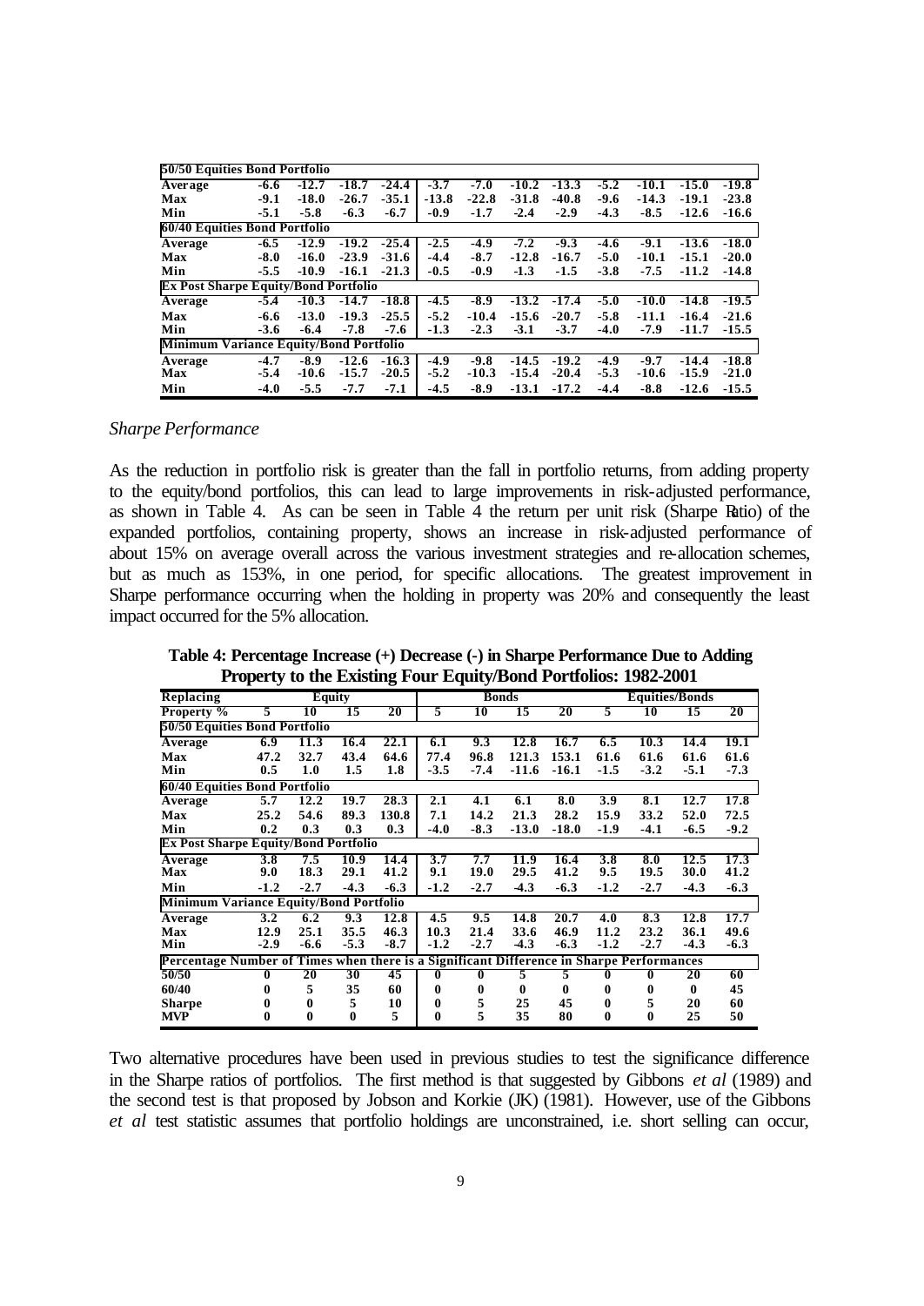| 50/50 Equities Bond Portfolio | | | | | | | | | | | | |
|---|---|---|---|---|---|---|---|---|---|---|---|---|
| Average | -6.6 | -12.7 | -18.7 | -24.4 | -3.7 | -7.0 | -10.2 | -13.3 | -5.2 | -10.1 | -15.0 | -19.8 |
| Max | -9.1 | -18.0 | -26.7 | -35.1 | -13.8 | -22.8 | -31.8 | -40.8 | -9.6 | -14.3 | -19.1 | -23.8 |
| Min | -5.1 | -5.8 | -6.3 | -6.7 | -0.9 | -1.7 | -2.4 | -2.9 | -4.3 | -8.5 | -12.6 | -16.6 |
| **60/40 Equities Bond Portfolio** | | | | | | | | | | | | |
| Average | -6.5 | -12.9 | -19.2 | -25.4 | -2.5 | -4.9 | -7.2 | -9.3 | -4.6 | -9.1 | -13.6 | -18.0 |
| Max | -8.0 | -16.0 | -23.9 | -31.6 | -4.4 | -8.7 | -12.8 | -16.7 | -5.0 | -10.1 | -15.1 | -20.0 |
| Min | -5.5 | -10.9 | -16.1 | -21.3 | -0.5 | -0.9 | -1.3 | -1.5 | -3.8 | -7.5 | -11.2 | -14.8 |
| **Ex Post Sharpe Equity/Bond Portfolio** | | | | | | | | | | | | |
| Average | -5.4 | -10.3 | -14.7 | -18.8 | -4.5 | -8.9 | -13.2 | -17.4 | -5.0 | -10.0 | -14.8 | -19.5 |
| Max | -6.6 | -13.0 | -19.3 | -25.5 | -5.2 | -10.4 | -15.6 | -20.7 | -5.8 | -11.1 | -16.4 | -21.6 |
| Min | -3.6 | -6.4 | -7.8 | -7.6 | -1.3 | -2.3 | -3.1 | -3.7 | -4.0 | -7.9 | -11.7 | -15.5 |
| **Minimum Variance Equity/Bond Portfolio** | | | | | | | | | | | | |
| Average | -4.7 | -8.9 | -12.6 | -16.3 | -4.9 | -9.8 | -14.5 | -19.2 | -4.9 | -9.7 | -14.4 | -18.8 |
| Max | -5.4 | -10.6 | -15.7 | -20.5 | -5.2 | -10.3 | -15.4 | -20.4 | -5.3 | -10.6 | -15.9 | -21.0 |
| Min | -4.0 | -5.5 | -7.7 | -7.1 | -4.5 | -8.9 | -13.1 | -17.2 | -4.4 | -8.8 | -12.6 | -15.5 |

*Sharpe Performance*

As the reduction in portfolio risk is greater than the fall in portfolio returns, from adding property to the equity/bond portfolios, this can lead to large improvements in risk-adjusted performance, as shown in Table 4. As can be seen in Table 4 the return per unit risk (Sharpe Ratio) of the expanded portfolios, containing property, shows an increase in risk-adjusted performance of about 15% on average overall across the various investment strategies and re-allocation schemes, but as much as 153%, in one period, for specific allocations. The greatest improvement in Sharpe performance occurring when the holding in property was 20% and consequently the least impact occurred for the 5% allocation.

**Table 4: Percentage Increase (+) Decrease (-) in Sharpe Performance Due to Adding Property to the Existing Four Equity/Bond Portfolios: 1982-2001**

| Replacing | Equity | | | | Bonds | | | | Equities/Bonds | | | |
|---|---|---|---|---|---|---|---|---|---|---|---|---|
| Property % | 5 | 10 | 15 | 20 | 5 | 10 | 15 | 20 | 5 | 10 | 15 | 20 |
| **50/50 Equities Bond Portfolio** | | | | | | | | | | | | |
| Average | 6.9 | 11.3 | 16.4 | 22.1 | 6.1 | 9.3 | 12.8 | 16.7 | 6.5 | 10.3 | 14.4 | 19.1 |
| Max | 47.2 | 32.7 | 43.4 | 64.6 | 77.4 | 96.8 | 121.3 | 153.1 | 61.6 | 61.6 | 61.6 | 61.6 |
| Min | 0.5 | 1.0 | 1.5 | 1.8 | -3.5 | -7.4 | -11.6 | -16.1 | -1.5 | -3.2 | -5.1 | -7.3 |
| **60/40 Equities Bond Portfolio** | | | | | | | | | | | | |
| Average | 5.7 | 12.2 | 19.7 | 28.3 | 2.1 | 4.1 | 6.1 | 8.0 | 3.9 | 8.1 | 12.7 | 17.8 |
| Max | 25.2 | 54.6 | 89.3 | 130.8 | 7.1 | 14.2 | 21.3 | 28.2 | 15.9 | 33.2 | 52.0 | 72.5 |
| Min | 0.2 | 0.3 | 0.3 | 0.3 | -4.0 | -8.3 | -13.0 | -18.0 | -1.9 | -4.1 | -6.5 | -9.2 |
| **Ex Post Sharpe Equity/Bond Portfolio** | | | | | | | | | | | | |
| Average | 3.8 | 7.5 | 10.9 | 14.4 | 3.7 | 7.7 | 11.9 | 16.4 | 3.8 | 8.0 | 12.5 | 17.3 |
| Max | 9.0 | 18.3 | 29.1 | 41.2 | 9.1 | 19.0 | 29.5 | 41.2 | 9.5 | 19.5 | 30.0 | 41.2 |
| Min | -1.2 | -2.7 | -4.3 | -6.3 | -1.2 | -2.7 | -4.3 | -6.3 | -1.2 | -2.7 | -4.3 | -6.3 |
| **Minimum Variance Equity/Bond Portfolio** | | | | | | | | | | | | |
| Average | 3.2 | 6.2 | 9.3 | 12.8 | 4.5 | 9.5 | 14.8 | 20.7 | 4.0 | 8.3 | 12.8 | 17.7 |
| Max | 12.9 | 25.1 | 35.5 | 46.3 | 10.3 | 21.4 | 33.6 | 46.9 | 11.2 | 23.2 | 36.1 | 49.6 |
| Min | -2.9 | -6.6 | -5.3 | -8.7 | -1.2 | -2.7 | -4.3 | -6.3 | -1.2 | -2.7 | -4.3 | -6.3 |
| **Percentage Number of Times when there is a Significant Difference in Sharpe Performances** | | | | | | | | | | | | |
| 50/50 | 0 | 20 | 30 | 45 | 0 | 0 | 5 | 5 | 0 | 0 | 20 | 60 |
| 60/40 | 0 | 5 | 35 | 60 | 0 | 0 | 0 | 0 | 0 | 0 | 0 | 45 |
| Sharpe | 0 | 0 | 5 | 10 | 0 | 5 | 25 | 45 | 0 | 5 | 20 | 60 |
| MVP | 0 | 0 | 0 | 5 | 0 | 5 | 35 | 80 | 0 | 0 | 25 | 50 |

Two alternative procedures have been used in previous studies to test the significance difference in the Sharpe ratios of portfolios. The first method is that suggested by Gibbons *et al* (1989) and the second test is that proposed by Jobson and Korkie (JK) (1981). However, use of the Gibbons *et al* test statistic assumes that portfolio holdings are unconstrained, i.e. short selling can occur,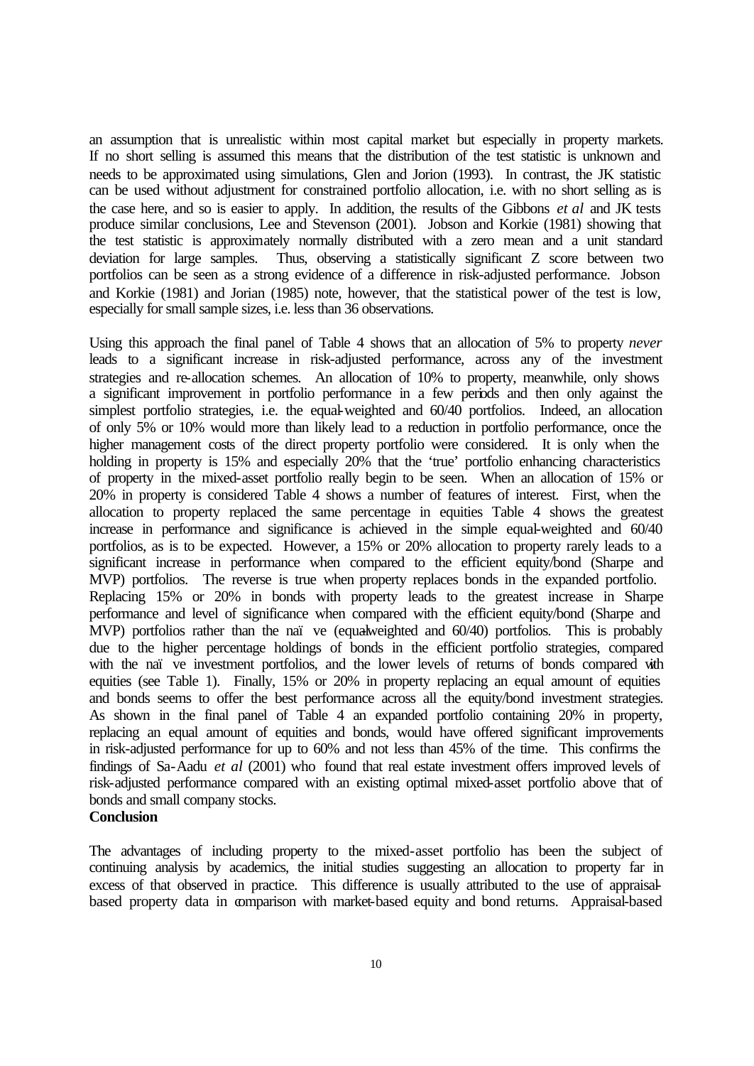an assumption that is unrealistic within most capital market but especially in property markets. If no short selling is assumed this means that the distribution of the test statistic is unknown and needs to be approximated using simulations, Glen and Jorion (1993). In contrast, the JK statistic can be used without adjustment for constrained portfolio allocation, i.e. with no short selling as is the case here, and so is easier to apply. In addition, the results of the Gibbons *et al* and JK tests produce similar conclusions, Lee and Stevenson (2001). Jobson and Korkie (1981) showing that the test statistic is approximately normally distributed with a zero mean and a unit standard deviation for large samples. Thus, observing a statistically significant Z score between two portfolios can be seen as a strong evidence of a difference in risk-adjusted performance. Jobson and Korkie (1981) and Jorian (1985) note, however, that the statistical power of the test is low, especially for small sample sizes, i.e. less than 36 observations.

Using this approach the final panel of Table 4 shows that an allocation of 5% to property *never* leads to a significant increase in risk-adjusted performance, across any of the investment strategies and re-allocation schemes. An allocation of 10% to property, meanwhile, only shows a significant improvement in portfolio performance in a few periods and then only against the simplest portfolio strategies, i.e. the equal-weighted and 60/40 portfolios. Indeed, an allocation of only 5% or 10% would more than likely lead to a reduction in portfolio performance, once the higher management costs of the direct property portfolio were considered. It is only when the holding in property is 15% and especially 20% that the 'true' portfolio enhancing characteristics of property in the mixed-asset portfolio really begin to be seen. When an allocation of 15% or 20% in property is considered Table 4 shows a number of features of interest. First, when the allocation to property replaced the same percentage in equities Table 4 shows the greatest increase in performance and significance is achieved in the simple equal-weighted and 60/40 portfolios, as is to be expected. However, a 15% or 20% allocation to property rarely leads to a significant increase in performance when compared to the efficient equity/bond (Sharpe and MVP) portfolios. The reverse is true when property replaces bonds in the expanded portfolio. Replacing 15% or 20% in bonds with property leads to the greatest increase in Sharpe performance and level of significance when compared with the efficient equity/bond (Sharpe and MVP) portfolios rather than the naïve (equal-weighted and 60/40) portfolios. This is probably due to the higher percentage holdings of bonds in the efficient portfolio strategies, compared with the naïve investment portfolios, and the lower levels of returns of bonds compared with equities (see Table 1). Finally, 15% or 20% in property replacing an equal amount of equities and bonds seems to offer the best performance across all the equity/bond investment strategies. As shown in the final panel of Table 4 an expanded portfolio containing 20% in property, replacing an equal amount of equities and bonds, would have offered significant improvements in risk-adjusted performance for up to 60% and not less than 45% of the time. This confirms the findings of Sa-Aadu *et al* (2001) who found that real estate investment offers improved levels of risk-adjusted performance compared with an existing optimal mixed-asset portfolio above that of bonds and small company stocks.

**Conclusion**

The advantages of including property to the mixed-asset portfolio has been the subject of continuing analysis by academics, the initial studies suggesting an allocation to property far in excess of that observed in practice. This difference is usually attributed to the use of appraisal-based property data in comparison with market-based equity and bond returns. Appraisal-based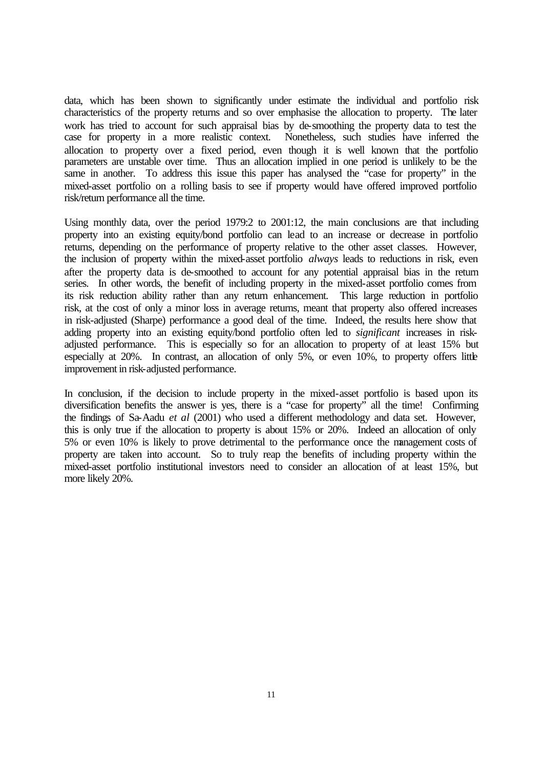data, which has been shown to significantly under estimate the individual and portfolio risk characteristics of the property returns and so over emphasise the allocation to property. The later work has tried to account for such appraisal bias by de-smoothing the property data to test the case for property in a more realistic context. Nonetheless, such studies have inferred the allocation to property over a fixed period, even though it is well known that the portfolio parameters are unstable over time. Thus an allocation implied in one period is unlikely to be the same in another. To address this issue this paper has analysed the "case for property" in the mixed-asset portfolio on a rolling basis to see if property would have offered improved portfolio risk/return performance all the time.

Using monthly data, over the period 1979:2 to 2001:12, the main conclusions are that including property into an existing equity/bond portfolio can lead to an increase or decrease in portfolio returns, depending on the performance of property relative to the other asset classes. However, the inclusion of property within the mixed-asset portfolio *always* leads to reductions in risk, even after the property data is de-smoothed to account for any potential appraisal bias in the return series. In other words, the benefit of including property in the mixed-asset portfolio comes from its risk reduction ability rather than any return enhancement. This large reduction in portfolio risk, at the cost of only a minor loss in average returns, meant that property also offered increases in risk-adjusted (Sharpe) performance a good deal of the time. Indeed, the results here show that adding property into an existing equity/bond portfolio often led to *significant* increases in risk-adjusted performance. This is especially so for an allocation to property of at least 15% but especially at 20%. In contrast, an allocation of only 5%, or even 10%, to property offers little improvement in risk-adjusted performance.

In conclusion, if the decision to include property in the mixed-asset portfolio is based upon its diversification benefits the answer is yes, there is a "case for property" all the time! Confirming the findings of Sa-Aadu *et al* (2001) who used a different methodology and data set. However, this is only true if the allocation to property is about 15% or 20%. Indeed an allocation of only 5% or even 10% is likely to prove detrimental to the performance once the management costs of property are taken into account. So to truly reap the benefits of including property within the mixed-asset portfolio institutional investors need to consider an allocation of at least 15%, but more likely 20%.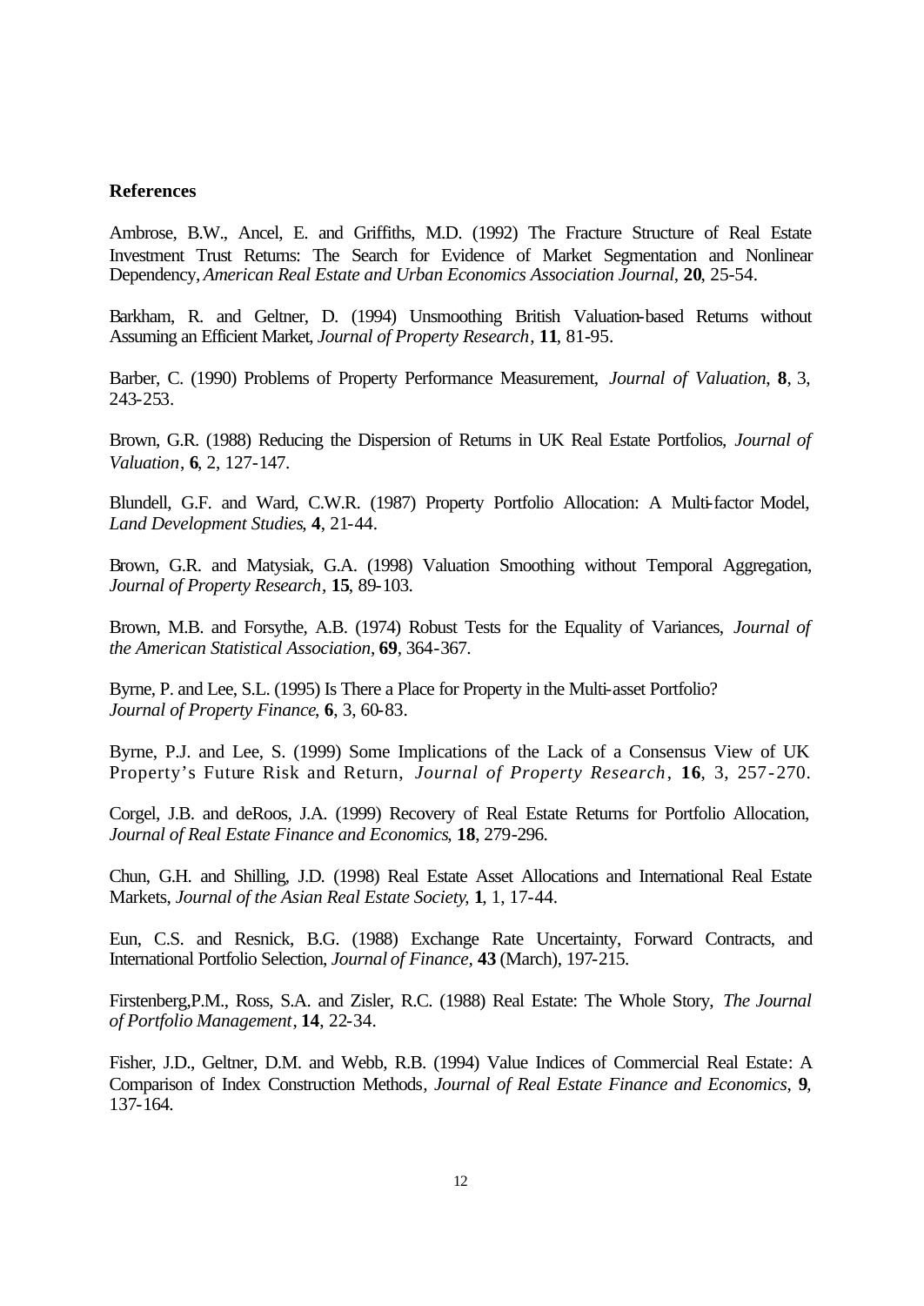**References**

Ambrose, B.W., Ancel, E. and Griffiths, M.D. (1992) The Fracture Structure of Real Estate Investment Trust Returns: The Search for Evidence of Market Segmentation and Nonlinear Dependency, *American Real Estate and Urban Economics Association Journal*, **20**, 25-54.

Barkham, R. and Geltner, D. (1994) Unsmoothing British Valuation-based Returns without Assuming an Efficient Market, *Journal of Property Research*, **11**, 81-95.

Barber, C. (1990) Problems of Property Performance Measurement, *Journal of Valuation*, **8**, 3, 243-253.

Brown, G.R. (1988) Reducing the Dispersion of Returns in UK Real Estate Portfolios, *Journal of Valuation*, **6**, 2, 127-147.

Blundell, G.F. and Ward, C.W.R. (1987) Property Portfolio Allocation: A Multi-factor Model, *Land Development Studies*, **4**, 21-44.

Brown, G.R. and Matysiak, G.A. (1998) Valuation Smoothing without Temporal Aggregation, *Journal of Property Research*, **15**, 89-103.

Brown, M.B. and Forsythe, A.B. (1974) Robust Tests for the Equality of Variances, *Journal of the American Statistical Association*, **69**, 364-367.

Byrne, P. and Lee, S.L. (1995) Is There a Place for Property in the Multi-asset Portfolio? *Journal of Property Finance*, **6**, 3, 60-83.

Byrne, P.J. and Lee, S. (1999) Some Implications of the Lack of a Consensus View of UK Property's Future Risk and Return, *Journal of Property Research*, **16**, 3, 257-270.

Corgel, J.B. and deRoos, J.A. (1999) Recovery of Real Estate Returns for Portfolio Allocation, *Journal of Real Estate Finance and Economics*, **18**, 279-296.

Chun, G.H. and Shilling, J.D. (1998) Real Estate Asset Allocations and International Real Estate Markets, *Journal of the Asian Real Estate Society*, **1**, 1, 17-44.

Eun, C.S. and Resnick, B.G. (1988) Exchange Rate Uncertainty, Forward Contracts, and International Portfolio Selection, *Journal of Finance*, **43** (March), 197-215.

Firstenberg,P.M., Ross, S.A. and Zisler, R.C. (1988) Real Estate: The Whole Story, *The Journal of Portfolio Management*, **14**, 22-34.

Fisher, J.D., Geltner, D.M. and Webb, R.B. (1994) Value Indices of Commercial Real Estate: A Comparison of Index Construction Methods, *Journal of Real Estate Finance and Economics*, **9**, 137-164.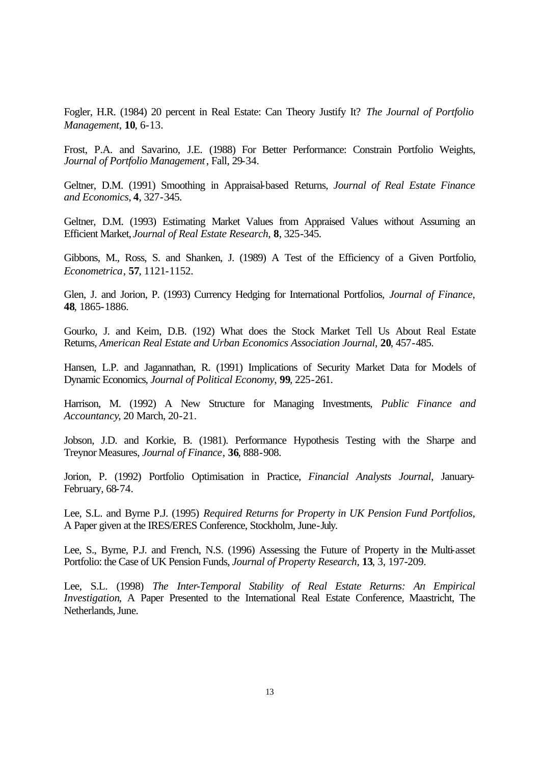Fogler, H.R. (1984) 20 percent in Real Estate: Can Theory Justify It? *The Journal of Portfolio Management*, **10**, 6-13.

Frost, P.A. and Savarino, J.E. (1988) For Better Performance: Constrain Portfolio Weights, *Journal of Portfolio Management*, Fall, 29-34.

Geltner, D.M. (1991) Smoothing in Appraisal-based Returns, *Journal of Real Estate Finance and Economics*, **4**, 327-345.

Geltner, D.M. (1993) Estimating Market Values from Appraised Values without Assuming an Efficient Market, *Journal of Real Estate Research*, **8**, 325-345.

Gibbons, M., Ross, S. and Shanken, J. (1989) A Test of the Efficiency of a Given Portfolio, *Econometrica*, **57**, 1121-1152.

Glen, J. and Jorion, P. (1993) Currency Hedging for International Portfolios, *Journal of Finance*, **48**, 1865-1886.

Gourko, J. and Keim, D.B. (192) What does the Stock Market Tell Us About Real Estate Returns, *American Real Estate and Urban Economics Association Journal*, **20**, 457-485.

Hansen, L.P. and Jagannathan, R. (1991) Implications of Security Market Data for Models of Dynamic Economics, *Journal of Political Economy*, **99**, 225-261.

Harrison, M. (1992) A New Structure for Managing Investments, *Public Finance and Accountancy*, 20 March, 20-21.

Jobson, J.D. and Korkie, B. (1981). Performance Hypothesis Testing with the Sharpe and Treynor Measures, *Journal of Finance*, **36**, 888-908.

Jorion, P. (1992) Portfolio Optimisation in Practice, *Financial Analysts Journal*, January-February, 68-74.

Lee, S.L. and Byrne P.J. (1995) *Required Returns for Property in UK Pension Fund Portfolios*, A Paper given at the IRES/ERES Conference, Stockholm, June-July.

Lee, S., Byrne, P.J. and French, N.S. (1996) Assessing the Future of Property in the Multi-asset Portfolio: the Case of UK Pension Funds, *Journal of Property Research*, **13**, 3, 197-209.

Lee, S.L. (1998) *The Inter-Temporal Stability of Real Estate Returns: An Empirical Investigation*, A Paper Presented to the International Real Estate Conference, Maastricht, The Netherlands, June.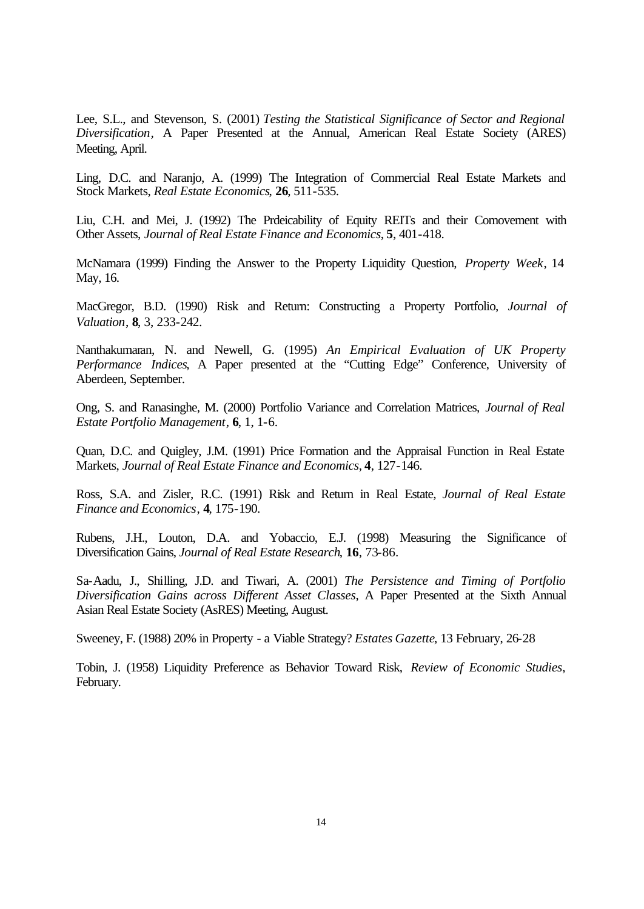Lee, S.L., and Stevenson, S. (2001) *Testing the Statistical Significance of Sector and Regional Diversification*, A Paper Presented at the Annual, American Real Estate Society (ARES) Meeting, April.

Ling, D.C. and Naranjo, A. (1999) The Integration of Commercial Real Estate Markets and Stock Markets, *Real Estate Economics*, **26**, 511-535.

Liu, C.H. and Mei, J. (1992) The Prdeicability of Equity REITs and their Comovement with Other Assets, *Journal of Real Estate Finance and Economics*, **5**, 401-418.

McNamara (1999) Finding the Answer to the Property Liquidity Question, *Property Week*, 14 May, 16.

MacGregor, B.D. (1990) Risk and Return: Constructing a Property Portfolio, *Journal of Valuation*, **8**, 3, 233-242.

Nanthakumaran, N. and Newell, G. (1995) *An Empirical Evaluation of UK Property Performance Indices*, A Paper presented at the "Cutting Edge" Conference, University of Aberdeen, September.

Ong, S. and Ranasinghe, M. (2000) Portfolio Variance and Correlation Matrices, *Journal of Real Estate Portfolio Management*, **6**, 1, 1-6.

Quan, D.C. and Quigley, J.M. (1991) Price Formation and the Appraisal Function in Real Estate Markets, *Journal of Real Estate Finance and Economics*, **4**, 127-146.

Ross, S.A. and Zisler, R.C. (1991) Risk and Return in Real Estate, *Journal of Real Estate Finance and Economics*, **4**, 175-190.

Rubens, J.H., Louton, D.A. and Yobaccio, E.J. (1998) Measuring the Significance of Diversification Gains, *Journal of Real Estate Research*, **16**, 73-86.

Sa-Aadu, J., Shilling, J.D. and Tiwari, A. (2001) *The Persistence and Timing of Portfolio Diversification Gains across Different Asset Classes*, A Paper Presented at the Sixth Annual Asian Real Estate Society (AsRES) Meeting, August.

Sweeney, F. (1988) 20% in Property - a Viable Strategy? *Estates Gazette*, 13 February, 26-28

Tobin, J. (1958) Liquidity Preference as Behavior Toward Risk, *Review of Economic Studies*, February.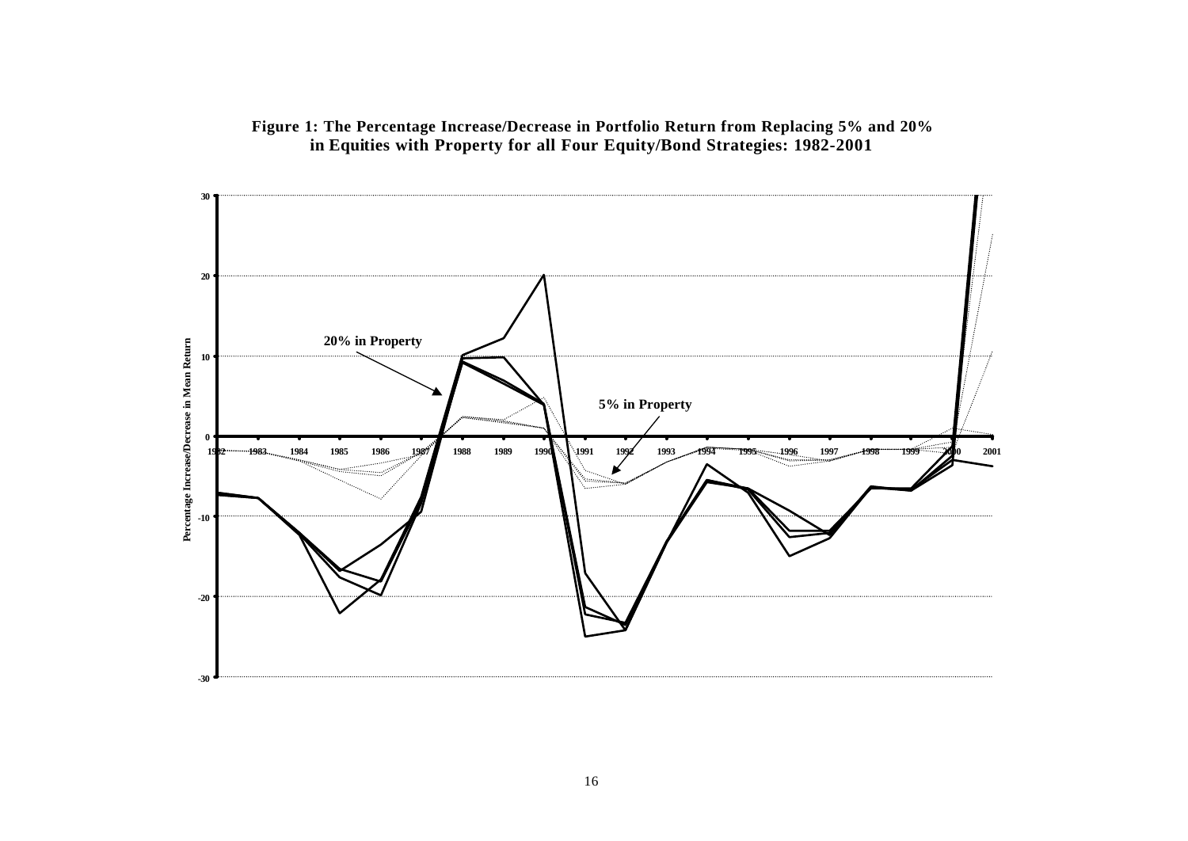**Figure 1: The Percentage Increase/Decrease in Portfolio Return from Replacing 5% and 20% in Equities with Property for all Four Equity/Bond Strategies: 1982-2001**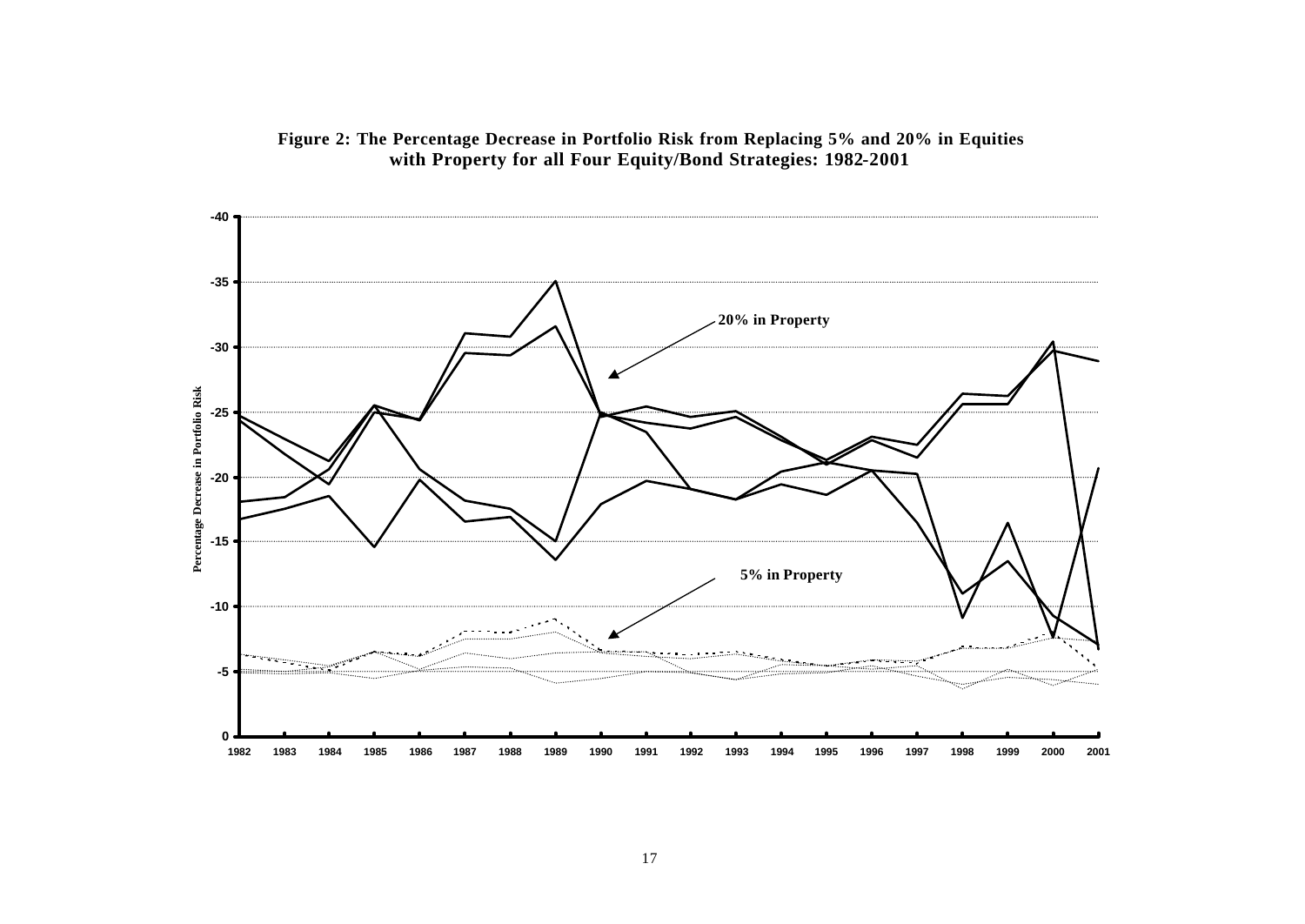**Figure 2: The Percentage Decrease in Portfolio Risk from Replacing 5% and 20% in Equities with Property for all Four Equity/Bond Strategies: 1982-2001**

Percentage Decrease in Portfolio Risk

-40
-35
-30
-25
-20
-15
-10
-5
0

1982 1983 1984 1985 1986 1987 1988 1989 1990 1991 1992 1993 1994 1995 1996 1997 1998 1999 2000 2001

20% in Property

5% in Property